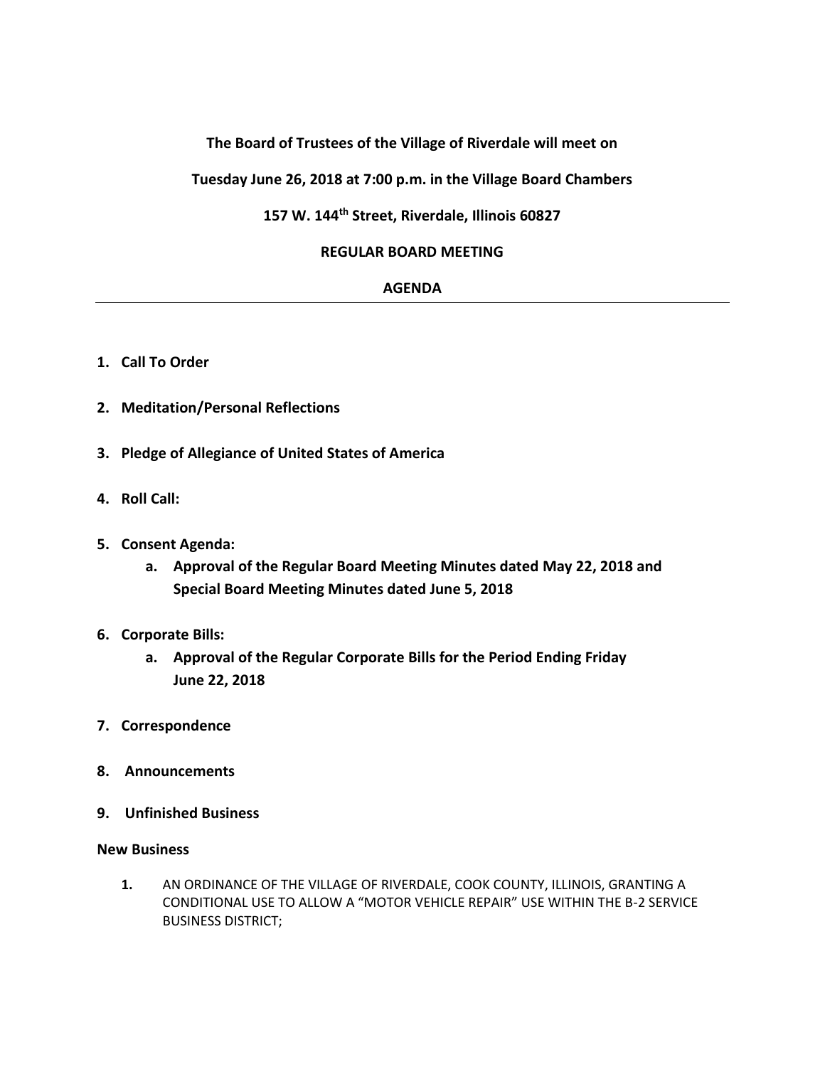**The Board of Trustees of the Village of Riverdale will meet on**

**Tuesday June 26, 2018 at 7:00 p.m. in the Village Board Chambers**

**157 W. 144th Street, Riverdale, Illinois 60827**

**REGULAR BOARD MEETING**

**AGENDA**

---

1. **Call To Order**

2. **Meditation/Personal Reflections**

3. **Pledge of Allegiance of United States of America**

4. **Roll Call:**

5. **Consent Agenda:**
    a. **Approval of the Regular Board Meeting Minutes dated May 22, 2018 and Special Board Meeting Minutes dated June 5, 2018**

6. **Corporate Bills:**
    a. **Approval of the Regular Corporate Bills for the Period Ending Friday June 22, 2018**

7. **Correspondence**

8. **Announcements**

9. **Unfinished Business**

**New Business**

1. AN ORDINANCE OF THE VILLAGE OF RIVERDALE, COOK COUNTY, ILLINOIS, GRANTING A CONDITIONAL USE TO ALLOW A "MOTOR VEHICLE REPAIR" USE WITHIN THE B-2 SERVICE BUSINESS DISTRICT;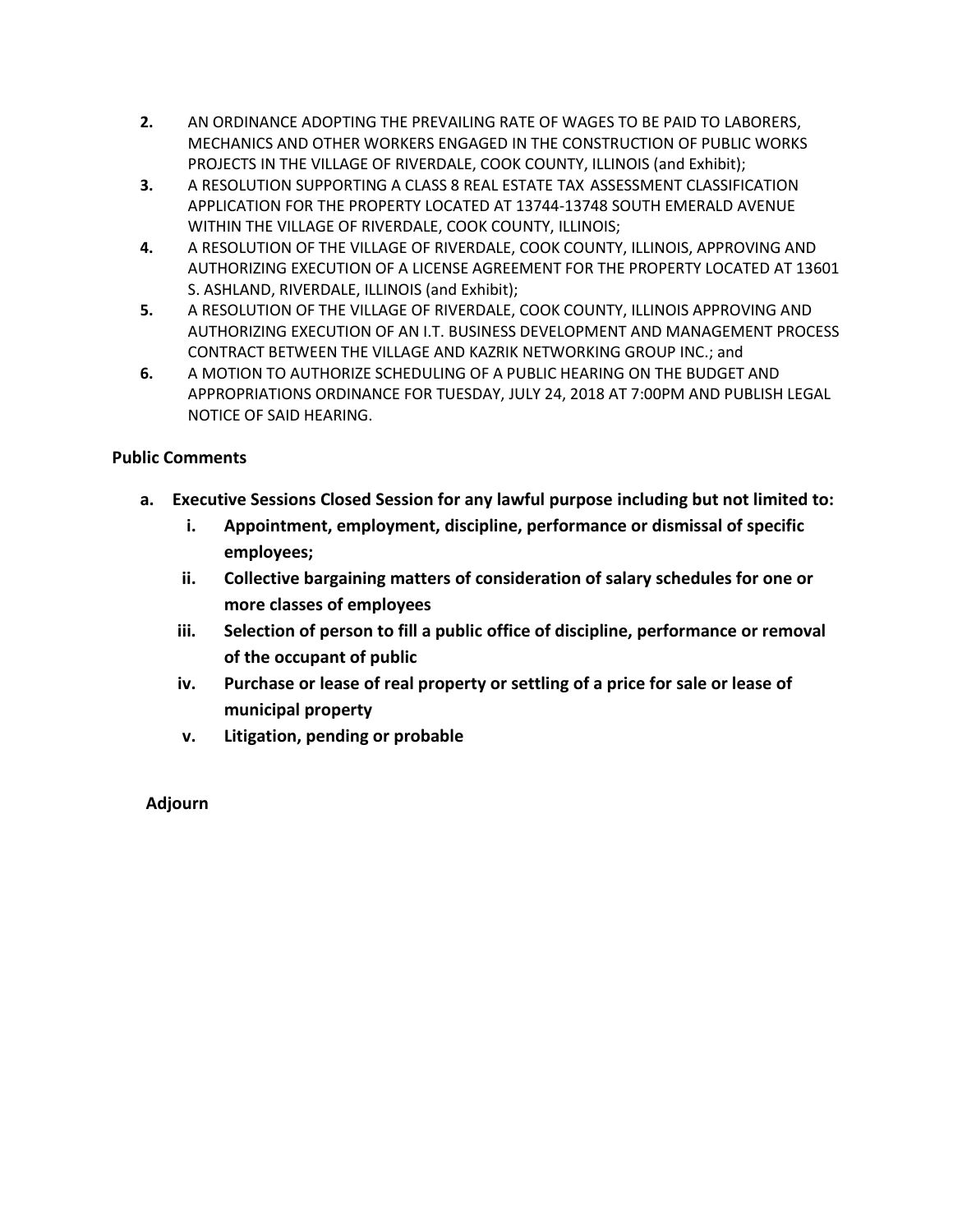2. AN ORDINANCE ADOPTING THE PREVAILING RATE OF WAGES TO BE PAID TO LABORERS, MECHANICS AND OTHER WORKERS ENGAGED IN THE CONSTRUCTION OF PUBLIC WORKS PROJECTS IN THE VILLAGE OF RIVERDALE, COOK COUNTY, ILLINOIS (and Exhibit);
3. A RESOLUTION SUPPORTING A CLASS 8 REAL ESTATE TAX ASSESSMENT CLASSIFICATION APPLICATION FOR THE PROPERTY LOCATED AT 13744-13748 SOUTH EMERALD AVENUE WITHIN THE VILLAGE OF RIVERDALE, COOK COUNTY, ILLINOIS;
4. A RESOLUTION OF THE VILLAGE OF RIVERDALE, COOK COUNTY, ILLINOIS, APPROVING AND AUTHORIZING EXECUTION OF A LICENSE AGREEMENT FOR THE PROPERTY LOCATED AT 13601 S. ASHLAND, RIVERDALE, ILLINOIS (and Exhibit);
5. A RESOLUTION OF THE VILLAGE OF RIVERDALE, COOK COUNTY, ILLINOIS APPROVING AND AUTHORIZING EXECUTION OF AN I.T. BUSINESS DEVELOPMENT AND MANAGEMENT PROCESS CONTRACT BETWEEN THE VILLAGE AND KAZRIK NETWORKING GROUP INC.; and
6. A MOTION TO AUTHORIZE SCHEDULING OF A PUBLIC HEARING ON THE BUDGET AND APPROPRIATIONS ORDINANCE FOR TUESDAY, JULY 24, 2018 AT 7:00PM AND PUBLISH LEGAL NOTICE OF SAID HEARING.

**Public Comments**

**a. Executive Sessions Closed Session for any lawful purpose including but not limited to:**

- **i. Appointment, employment, discipline, performance or dismissal of specific employees;**
- **ii. Collective bargaining matters of consideration of salary schedules for one or more classes of employees**
- **iii. Selection of person to fill a public office of discipline, performance or removal of the occupant of public**
- **iv. Purchase or lease of real property or settling of a price for sale or lease of municipal property**
- **v. Litigation, pending or probable**

**Adjourn**